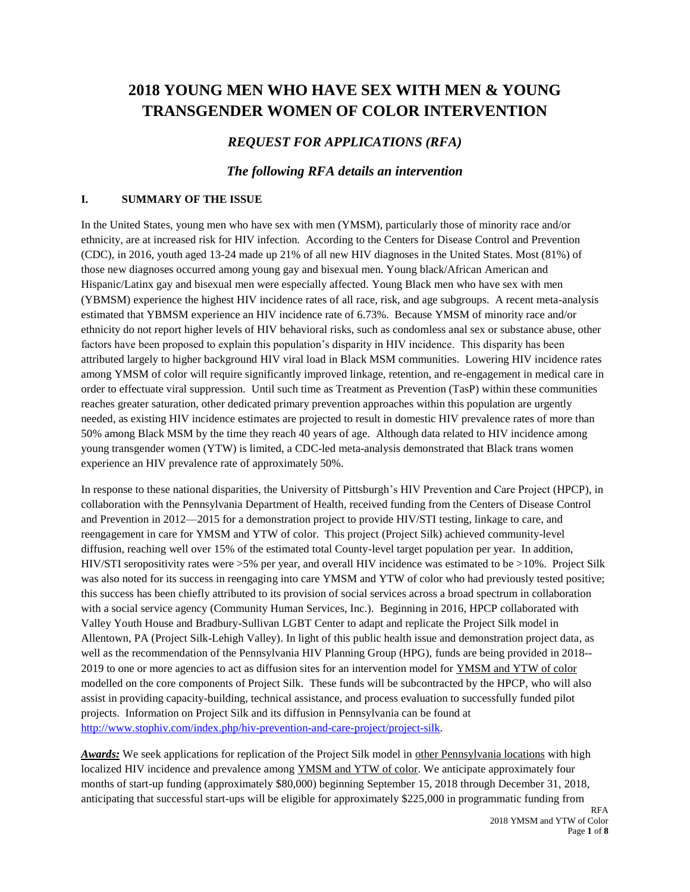# 2018 YOUNG MEN WHO HAVE SEX WITH MEN & YOUNG TRANSGENDER WOMEN OF COLOR INTERVENTION

## *REQUEST FOR APPLICATIONS (RFA)*

### *The following RFA details an intervention*

### I. SUMMARY OF THE ISSUE

In the United States, young men who have sex with men (YMSM), particularly those of minority race and/or ethnicity, are at increased risk for HIV infection. According to the Centers for Disease Control and Prevention (CDC), in 2016, youth aged 13-24 made up 21% of all new HIV diagnoses in the United States. Most (81%) of those new diagnoses occurred among young gay and bisexual men. Young black/African American and Hispanic/Latinx gay and bisexual men were especially affected. Young Black men who have sex with men (YBMSM) experience the highest HIV incidence rates of all race, risk, and age subgroups. A recent meta-analysis estimated that YBMSM experience an HIV incidence rate of 6.73%. Because YMSM of minority race and/or ethnicity do not report higher levels of HIV behavioral risks, such as condomless anal sex or substance abuse, other factors have been proposed to explain this population's disparity in HIV incidence. This disparity has been attributed largely to higher background HIV viral load in Black MSM communities. Lowering HIV incidence rates among YMSM of color will require significantly improved linkage, retention, and re-engagement in medical care in order to effectuate viral suppression. Until such time as Treatment as Prevention (TasP) within these communities reaches greater saturation, other dedicated primary prevention approaches within this population are urgently needed, as existing HIV incidence estimates are projected to result in domestic HIV prevalence rates of more than 50% among Black MSM by the time they reach 40 years of age. Although data related to HIV incidence among young transgender women (YTW) is limited, a CDC-led meta-analysis demonstrated that Black trans women experience an HIV prevalence rate of approximately 50%.

In response to these national disparities, the University of Pittsburgh's HIV Prevention and Care Project (HPCP), in collaboration with the Pennsylvania Department of Health, received funding from the Centers of Disease Control and Prevention in 2012—2015 for a demonstration project to provide HIV/STI testing, linkage to care, and reengagement in care for YMSM and YTW of color. This project (Project Silk) achieved community-level diffusion, reaching well over 15% of the estimated total County-level target population per year. In addition, HIV/STI seropositivity rates were >5% per year, and overall HIV incidence was estimated to be >10%. Project Silk was also noted for its success in reengaging into care YMSM and YTW of color who had previously tested positive; this success has been chiefly attributed to its provision of social services across a broad spectrum in collaboration with a social service agency (Community Human Services, Inc.). Beginning in 2016, HPCP collaborated with Valley Youth House and Bradbury-Sullivan LGBT Center to adapt and replicate the Project Silk model in Allentown, PA (Project Silk-Lehigh Valley). In light of this public health issue and demonstration project data, as well as the recommendation of the Pennsylvania HIV Planning Group (HPG), funds are being provided in 2018--2019 to one or more agencies to act as diffusion sites for an intervention model for <u>YMSM and YTW of color</u> modelled on the core components of Project Silk. These funds will be subcontracted by the HPCP, who will also assist in providing capacity-building, technical assistance, and process evaluation to successfully funded pilot projects. Information on Project Silk and its diffusion in Pennsylvania can be found at http://www.stophiv.com/index.php/hiv-prevention-and-care-project/project-silk.

***<u>Awards:</u>*** We seek applications for replication of the Project Silk model in <u>other Pennsylvania locations</u> with high localized HIV incidence and prevalence among <u>YMSM and YTW of color</u>. We anticipate approximately four months of start-up funding (approximately $80,000) beginning September 15, 2018 through December 31, 2018, anticipating that successful start-ups will be eligible for approximately $225,000 in programmatic funding from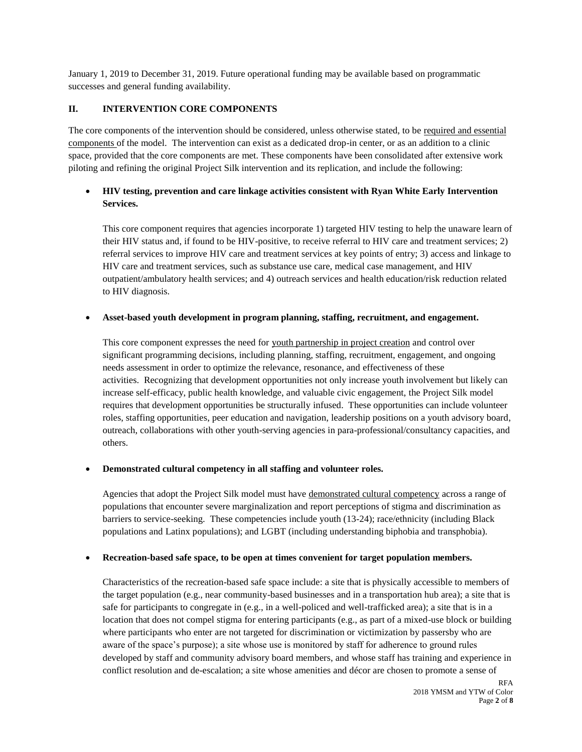January 1, 2019 to December 31, 2019. Future operational funding may be available based on programmatic successes and general funding availability.

## II. INTERVENTION CORE COMPONENTS

The core components of the intervention should be considered, unless otherwise stated, to be required and essential components of the model. The intervention can exist as a dedicated drop-in center, or as an addition to a clinic space, provided that the core components are met. These components have been consolidated after extensive work piloting and refining the original Project Silk intervention and its replication, and include the following:

- **HIV testing, prevention and care linkage activities consistent with Ryan White Early Intervention Services.**

  This core component requires that agencies incorporate 1) targeted HIV testing to help the unaware learn of their HIV status and, if found to be HIV-positive, to receive referral to HIV care and treatment services; 2) referral services to improve HIV care and treatment services at key points of entry; 3) access and linkage to HIV care and treatment services, such as substance use care, medical case management, and HIV outpatient/ambulatory health services; and 4) outreach services and health education/risk reduction related to HIV diagnosis.

- **Asset-based youth development in program planning, staffing, recruitment, and engagement.**

  This core component expresses the need for youth partnership in project creation and control over significant programming decisions, including planning, staffing, recruitment, engagement, and ongoing needs assessment in order to optimize the relevance, resonance, and effectiveness of these activities. Recognizing that development opportunities not only increase youth involvement but likely can increase self-efficacy, public health knowledge, and valuable civic engagement, the Project Silk model requires that development opportunities be structurally infused. These opportunities can include volunteer roles, staffing opportunities, peer education and navigation, leadership positions on a youth advisory board, outreach, collaborations with other youth-serving agencies in para-professional/consultancy capacities, and others.

- **Demonstrated cultural competency in all staffing and volunteer roles.**

  Agencies that adopt the Project Silk model must have demonstrated cultural competency across a range of populations that encounter severe marginalization and report perceptions of stigma and discrimination as barriers to service-seeking. These competencies include youth (13-24); race/ethnicity (including Black populations and Latinx populations); and LGBT (including understanding biphobia and transphobia).

- **Recreation-based safe space, to be open at times convenient for target population members.**

  Characteristics of the recreation-based safe space include: a site that is physically accessible to members of the target population (e.g., near community-based businesses and in a transportation hub area); a site that is safe for participants to congregate in (e.g., in a well-policed and well-trafficked area); a site that is in a location that does not compel stigma for entering participants (e.g., as part of a mixed-use block or building where participants who enter are not targeted for discrimination or victimization by passersby who are aware of the space's purpose); a site whose use is monitored by staff for adherence to ground rules developed by staff and community advisory board members, and whose staff has training and experience in conflict resolution and de-escalation; a site whose amenities and décor are chosen to promote a sense of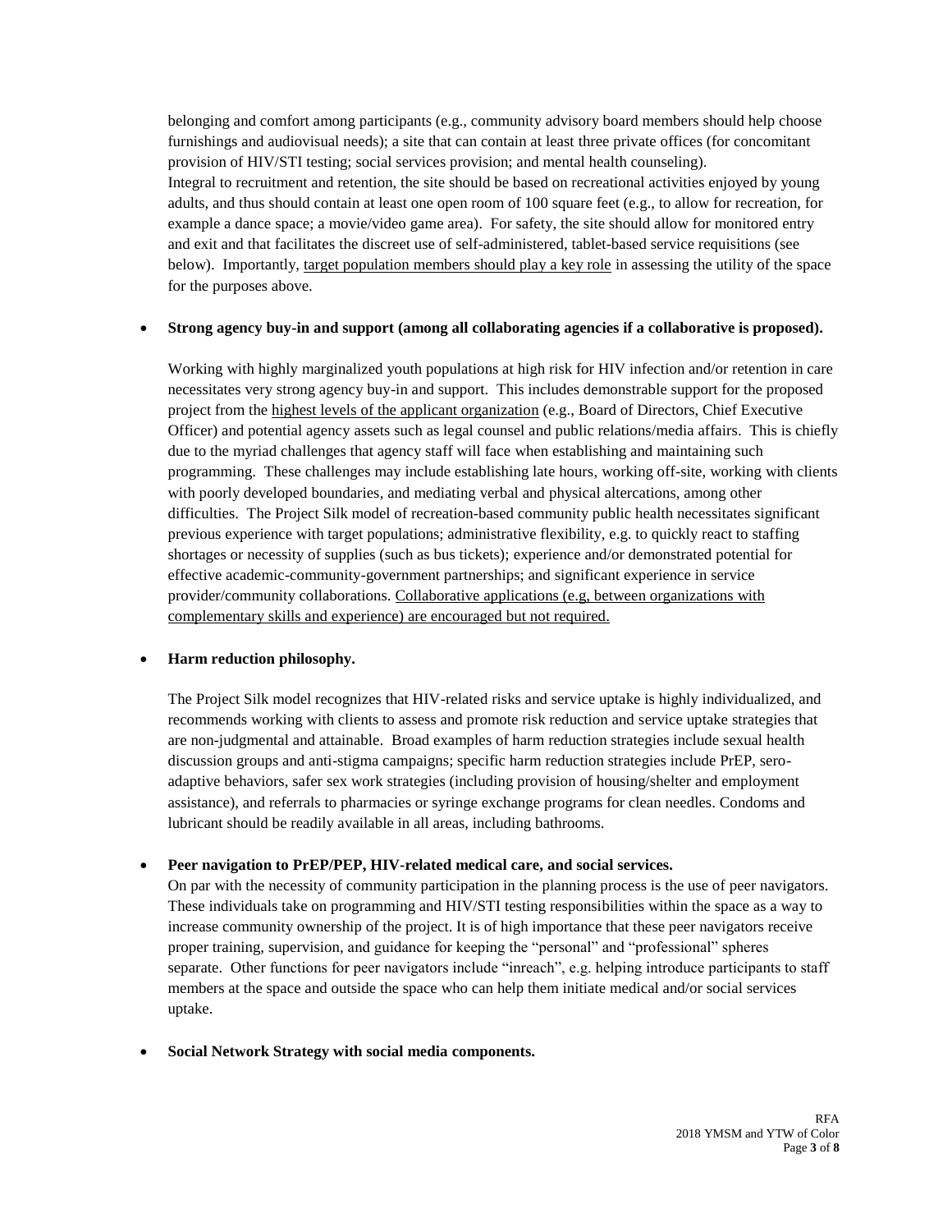belonging and comfort among participants (e.g., community advisory board members should help choose furnishings and audiovisual needs); a site that can contain at least three private offices (for concomitant provision of HIV/STI testing; social services provision; and mental health counseling). Integral to recruitment and retention, the site should be based on recreational activities enjoyed by young adults, and thus should contain at least one open room of 100 square feet (e.g., to allow for recreation, for example a dance space; a movie/video game area). For safety, the site should allow for monitored entry and exit and that facilitates the discreet use of self-administered, tablet-based service requisitions (see below). Importantly, target population members should play a key role in assessing the utility of the space for the purposes above.

- **Strong agency buy-in and support (among all collaborating agencies if a collaborative is proposed).**

  Working with highly marginalized youth populations at high risk for HIV infection and/or retention in care necessitates very strong agency buy-in and support. This includes demonstrable support for the proposed project from the highest levels of the applicant organization (e.g., Board of Directors, Chief Executive Officer) and potential agency assets such as legal counsel and public relations/media affairs. This is chiefly due to the myriad challenges that agency staff will face when establishing and maintaining such programming. These challenges may include establishing late hours, working off-site, working with clients with poorly developed boundaries, and mediating verbal and physical altercations, among other difficulties. The Project Silk model of recreation-based community public health necessitates significant previous experience with target populations; administrative flexibility, e.g. to quickly react to staffing shortages or necessity of supplies (such as bus tickets); experience and/or demonstrated potential for effective academic-community-government partnerships; and significant experience in service provider/community collaborations. Collaborative applications (e.g, between organizations with complementary skills and experience) are encouraged but not required.

- **Harm reduction philosophy.**

  The Project Silk model recognizes that HIV-related risks and service uptake is highly individualized, and recommends working with clients to assess and promote risk reduction and service uptake strategies that are non-judgmental and attainable. Broad examples of harm reduction strategies include sexual health discussion groups and anti-stigma campaigns; specific harm reduction strategies include PrEP, sero-adaptive behaviors, safer sex work strategies (including provision of housing/shelter and employment assistance), and referrals to pharmacies or syringe exchange programs for clean needles. Condoms and lubricant should be readily available in all areas, including bathrooms.

- **Peer navigation to PrEP/PEP, HIV-related medical care, and social services.**

  On par with the necessity of community participation in the planning process is the use of peer navigators. These individuals take on programming and HIV/STI testing responsibilities within the space as a way to increase community ownership of the project. It is of high importance that these peer navigators receive proper training, supervision, and guidance for keeping the "personal" and "professional" spheres separate. Other functions for peer navigators include "inreach", e.g. helping introduce participants to staff members at the space and outside the space who can help them initiate medical and/or social services uptake.

- **Social Network Strategy with social media components.**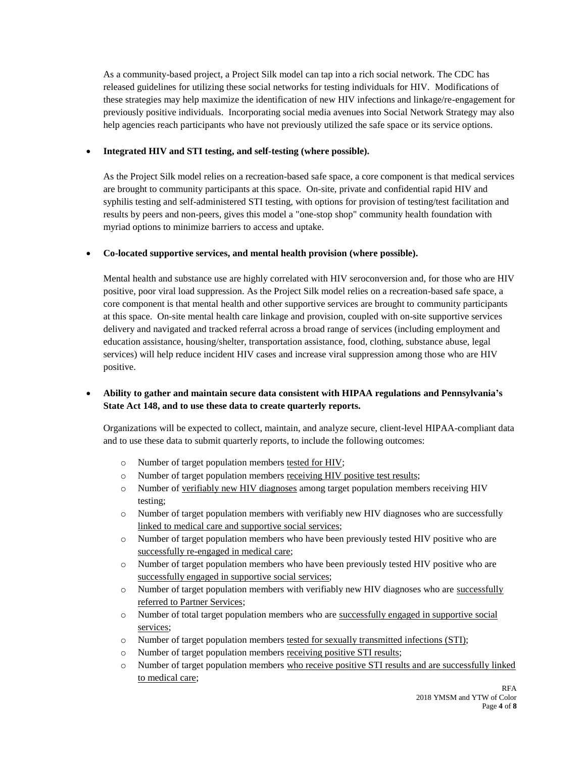As a community-based project, a Project Silk model can tap into a rich social network. The CDC has released guidelines for utilizing these social networks for testing individuals for HIV. Modifications of these strategies may help maximize the identification of new HIV infections and linkage/re-engagement for previously positive individuals. Incorporating social media avenues into Social Network Strategy may also help agencies reach participants who have not previously utilized the safe space or its service options.

- **Integrated HIV and STI testing, and self-testing (where possible).**

  As the Project Silk model relies on a recreation-based safe space, a core component is that medical services are brought to community participants at this space. On-site, private and confidential rapid HIV and syphilis testing and self-administered STI testing, with options for provision of testing/test facilitation and results by peers and non-peers, gives this model a "one-stop shop" community health foundation with myriad options to minimize barriers to access and uptake.

- **Co-located supportive services, and mental health provision (where possible).**

  Mental health and substance use are highly correlated with HIV seroconversion and, for those who are HIV positive, poor viral load suppression. As the Project Silk model relies on a recreation-based safe space, a core component is that mental health and other supportive services are brought to community participants at this space. On-site mental health care linkage and provision, coupled with on-site supportive services delivery and navigated and tracked referral across a broad range of services (including employment and education assistance, housing/shelter, transportation assistance, food, clothing, substance abuse, legal services) will help reduce incident HIV cases and increase viral suppression among those who are HIV positive.

- **Ability to gather and maintain secure data consistent with HIPAA regulations and Pennsylvania's State Act 148, and to use these data to create quarterly reports.**

  Organizations will be expected to collect, maintain, and analyze secure, client-level HIPAA-compliant data and to use these data to submit quarterly reports, to include the following outcomes:

  - Number of target population members tested for HIV;
  - Number of target population members receiving HIV positive test results;
  - Number of verifiably new HIV diagnoses among target population members receiving HIV testing;
  - Number of target population members with verifiably new HIV diagnoses who are successfully linked to medical care and supportive social services;
  - Number of target population members who have been previously tested HIV positive who are successfully re-engaged in medical care;
  - Number of target population members who have been previously tested HIV positive who are successfully engaged in supportive social services;
  - Number of target population members with verifiably new HIV diagnoses who are successfully referred to Partner Services;
  - Number of total target population members who are successfully engaged in supportive social services;
  - Number of target population members tested for sexually transmitted infections (STI);
  - Number of target population members receiving positive STI results;
  - Number of target population members who receive positive STI results and are successfully linked to medical care;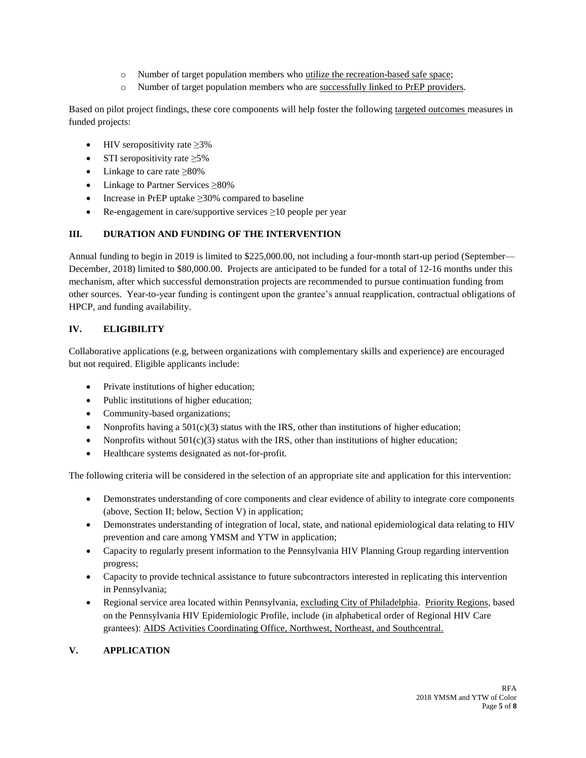- Number of target population members who utilize the recreation-based safe space;
- Number of target population members who are successfully linked to PrEP providers.

Based on pilot project findings, these core components will help foster the following targeted outcomes measures in funded projects:

- HIV seropositivity rate $\geq$3%
- STI seropositivity rate $\geq$5%
- Linkage to care rate $\geq$80%
- Linkage to Partner Services $\geq$80%
- Increase in PrEP uptake $\geq$30% compared to baseline
- Re-engagement in care/supportive services $\geq$10 people per year

## III. DURATION AND FUNDING OF THE INTERVENTION

Annual funding to begin in 2019 is limited to $225,000.00, not including a four-month start-up period (September—December, 2018) limited to $80,000.00. Projects are anticipated to be funded for a total of 12-16 months under this mechanism, after which successful demonstration projects are recommended to pursue continuation funding from other sources. Year-to-year funding is contingent upon the grantee's annual reapplication, contractual obligations of HPCP, and funding availability.

## IV. ELIGIBILITY

Collaborative applications (e.g, between organizations with complementary skills and experience) are encouraged but not required. Eligible applicants include:

- Private institutions of higher education;
- Public institutions of higher education;
- Community-based organizations;
- Nonprofits having a 501(c)(3) status with the IRS, other than institutions of higher education;
- Nonprofits without 501(c)(3) status with the IRS, other than institutions of higher education;
- Healthcare systems designated as not-for-profit.

The following criteria will be considered in the selection of an appropriate site and application for this intervention:

- Demonstrates understanding of core components and clear evidence of ability to integrate core components (above, Section II; below, Section V) in application;
- Demonstrates understanding of integration of local, state, and national epidemiological data relating to HIV prevention and care among YMSM and YTW in application;
- Capacity to regularly present information to the Pennsylvania HIV Planning Group regarding intervention progress;
- Capacity to provide technical assistance to future subcontractors interested in replicating this intervention in Pennsylvania;
- Regional service area located within Pennsylvania, excluding City of Philadelphia. Priority Regions, based on the Pennsylvania HIV Epidemiologic Profile, include (in alphabetical order of Regional HIV Care grantees): AIDS Activities Coordinating Office, Northwest, Northeast, and Southcentral.

## V. APPLICATION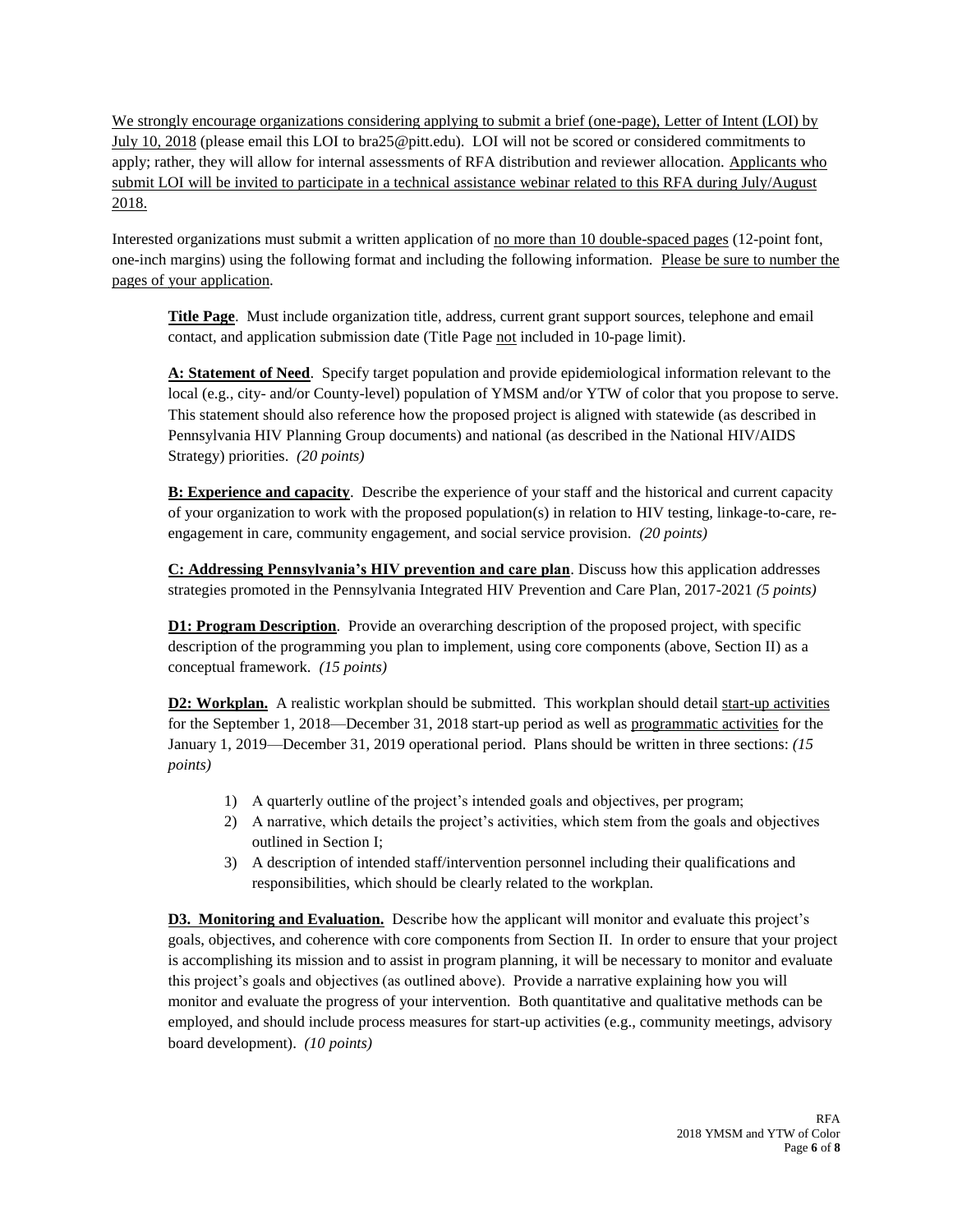We strongly encourage organizations considering applying to submit a brief (one-page), Letter of Intent (LOI) by July 10, 2018 (please email this LOI to bra25@pitt.edu). LOI will not be scored or considered commitments to apply; rather, they will allow for internal assessments of RFA distribution and reviewer allocation. Applicants who submit LOI will be invited to participate in a technical assistance webinar related to this RFA during July/August 2018.

Interested organizations must submit a written application of no more than 10 double-spaced pages (12-point font, one-inch margins) using the following format and including the following information. Please be sure to number the pages of your application.

**Title Page**. Must include organization title, address, current grant support sources, telephone and email contact, and application submission date (Title Page not included in 10-page limit).

**A: Statement of Need**. Specify target population and provide epidemiological information relevant to the local (e.g., city- and/or County-level) population of YMSM and/or YTW of color that you propose to serve. This statement should also reference how the proposed project is aligned with statewide (as described in Pennsylvania HIV Planning Group documents) and national (as described in the National HIV/AIDS Strategy) priorities. *(20 points)*

**B: Experience and capacity**. Describe the experience of your staff and the historical and current capacity of your organization to work with the proposed population(s) in relation to HIV testing, linkage-to-care, re-engagement in care, community engagement, and social service provision. *(20 points)*

**C: Addressing Pennsylvania's HIV prevention and care plan**. Discuss how this application addresses strategies promoted in the Pennsylvania Integrated HIV Prevention and Care Plan, 2017-2021 *(5 points)*

**D1: Program Description**. Provide an overarching description of the proposed project, with specific description of the programming you plan to implement, using core components (above, Section II) as a conceptual framework. *(15 points)*

**D2: Workplan.** A realistic workplan should be submitted. This workplan should detail start-up activities for the September 1, 2018—December 31, 2018 start-up period as well as programmatic activities for the January 1, 2019—December 31, 2019 operational period. Plans should be written in three sections: *(15 points)*

1) A quarterly outline of the project's intended goals and objectives, per program;
2) A narrative, which details the project's activities, which stem from the goals and objectives outlined in Section I;
3) A description of intended staff/intervention personnel including their qualifications and responsibilities, which should be clearly related to the workplan.

**D3. Monitoring and Evaluation.** Describe how the applicant will monitor and evaluate this project's goals, objectives, and coherence with core components from Section II. In order to ensure that your project is accomplishing its mission and to assist in program planning, it will be necessary to monitor and evaluate this project's goals and objectives (as outlined above). Provide a narrative explaining how you will monitor and evaluate the progress of your intervention. Both quantitative and qualitative methods can be employed, and should include process measures for start-up activities (e.g., community meetings, advisory board development). *(10 points)*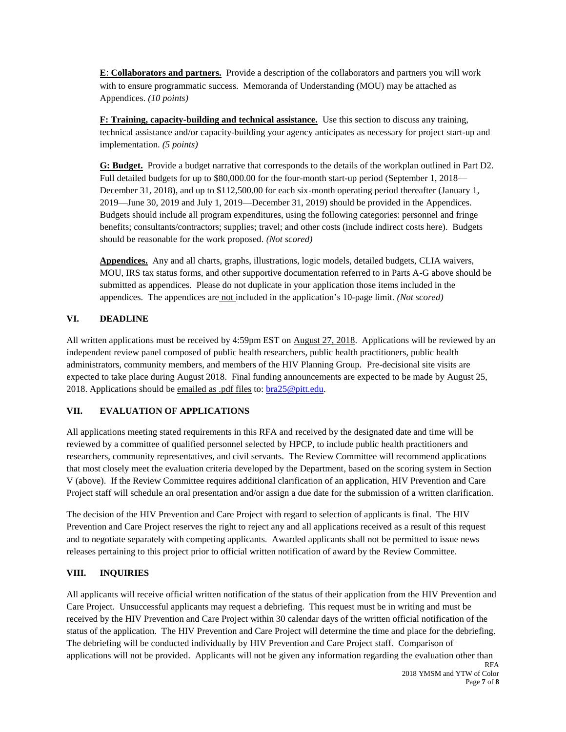**E**: **Collaborators and partners.** Provide a description of the collaborators and partners you will work with to ensure programmatic success. Memoranda of Understanding (MOU) may be attached as Appendices. *(10 points)*

**F: Training, capacity-building and technical assistance.** Use this section to discuss any training, technical assistance and/or capacity-building your agency anticipates as necessary for project start-up and implementation. *(5 points)*

**G: Budget.** Provide a budget narrative that corresponds to the details of the workplan outlined in Part D2. Full detailed budgets for up to $80,000.00 for the four-month start-up period (September 1, 2018—December 31, 2018), and up to $112,500.00 for each six-month operating period thereafter (January 1, 2019—June 30, 2019 and July 1, 2019—December 31, 2019) should be provided in the Appendices. Budgets should include all program expenditures, using the following categories: personnel and fringe benefits; consultants/contractors; supplies; travel; and other costs (include indirect costs here). Budgets should be reasonable for the work proposed. *(Not scored)*

**Appendices.** Any and all charts, graphs, illustrations, logic models, detailed budgets, CLIA waivers, MOU, IRS tax status forms, and other supportive documentation referred to in Parts A-G above should be submitted as appendices. Please do not duplicate in your application those items included in the appendices. The appendices are not included in the application's 10-page limit. *(Not scored)*

## VI. DEADLINE

All written applications must be received by 4:59pm EST on August 27, 2018. Applications will be reviewed by an independent review panel composed of public health researchers, public health practitioners, public health administrators, community members, and members of the HIV Planning Group. Pre-decisional site visits are expected to take place during August 2018. Final funding announcements are expected to be made by August 25, 2018. Applications should be emailed as .pdf files to: bra25@pitt.edu.

## VII. EVALUATION OF APPLICATIONS

All applications meeting stated requirements in this RFA and received by the designated date and time will be reviewed by a committee of qualified personnel selected by HPCP, to include public health practitioners and researchers, community representatives, and civil servants. The Review Committee will recommend applications that most closely meet the evaluation criteria developed by the Department, based on the scoring system in Section V (above). If the Review Committee requires additional clarification of an application, HIV Prevention and Care Project staff will schedule an oral presentation and/or assign a due date for the submission of a written clarification.

The decision of the HIV Prevention and Care Project with regard to selection of applicants is final. The HIV Prevention and Care Project reserves the right to reject any and all applications received as a result of this request and to negotiate separately with competing applicants. Awarded applicants shall not be permitted to issue news releases pertaining to this project prior to official written notification of award by the Review Committee.

## VIII. INQUIRIES

All applicants will receive official written notification of the status of their application from the HIV Prevention and Care Project. Unsuccessful applicants may request a debriefing. This request must be in writing and must be received by the HIV Prevention and Care Project within 30 calendar days of the written official notification of the status of the application. The HIV Prevention and Care Project will determine the time and place for the debriefing. The debriefing will be conducted individually by HIV Prevention and Care Project staff. Comparison of applications will not be provided. Applicants will not be given any information regarding the evaluation other than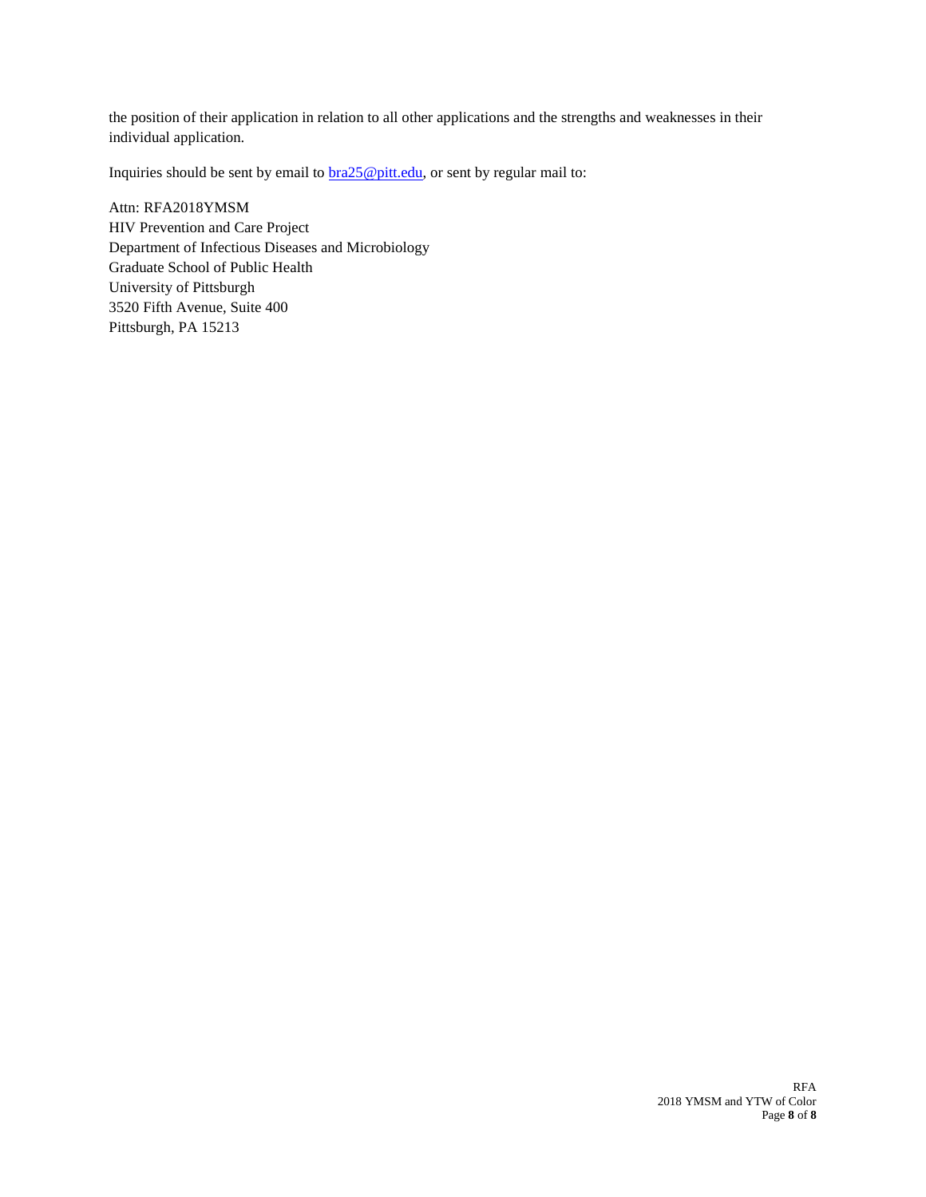the position of their application in relation to all other applications and the strengths and weaknesses in their individual application.

Inquiries should be sent by email to bra25@pitt.edu, or sent by regular mail to:

Attn: RFA2018YMSM  
HIV Prevention and Care Project  
Department of Infectious Diseases and Microbiology  
Graduate School of Public Health  
University of Pittsburgh  
3520 Fifth Avenue, Suite 400  
Pittsburgh, PA 15213